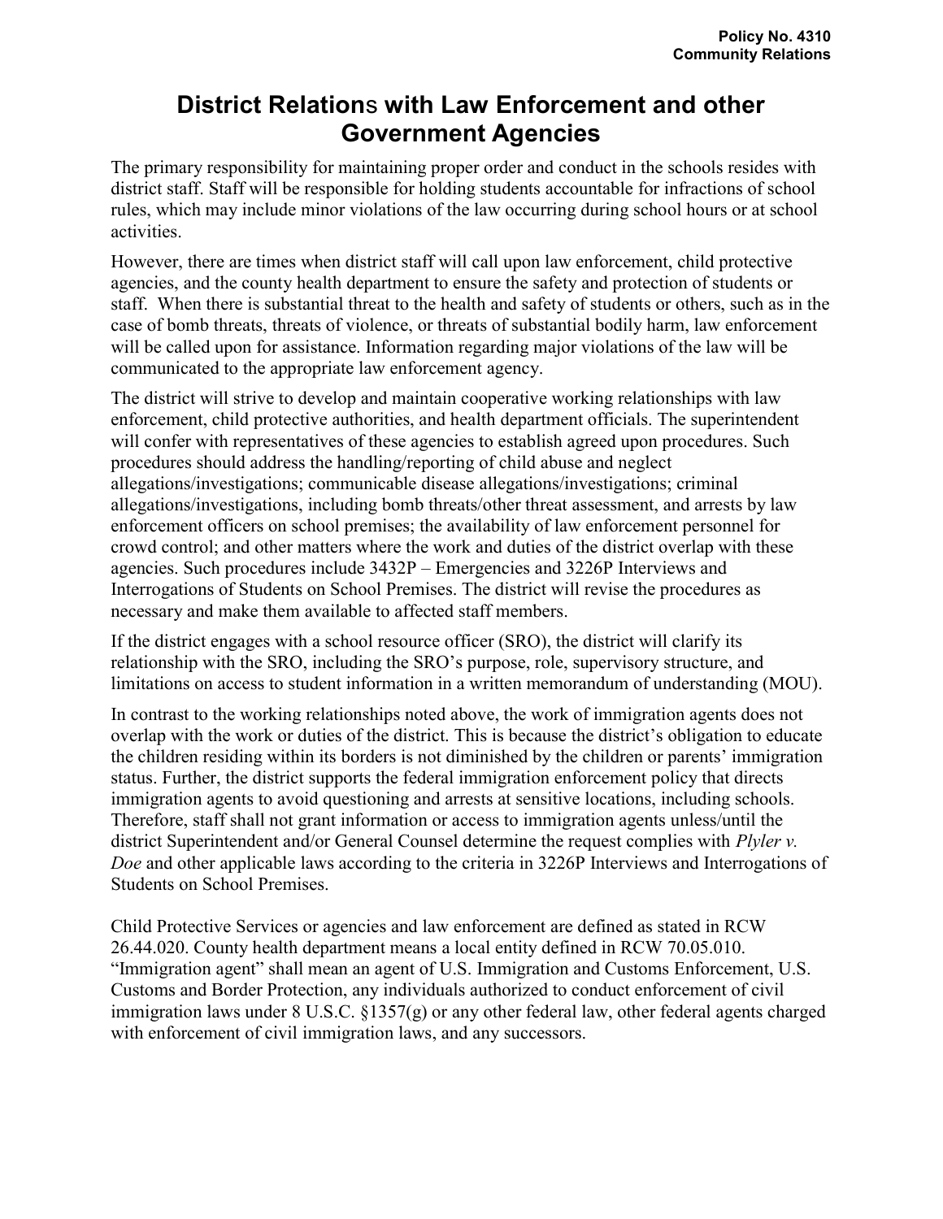Policy No. 4310
Community Relations

# District Relations with Law Enforcement and other Government Agencies

The primary responsibility for maintaining proper order and conduct in the schools resides with district staff. Staff will be responsible for holding students accountable for infractions of school rules, which may include minor violations of the law occurring during school hours or at school activities.

However, there are times when district staff will call upon law enforcement, child protective agencies, and the county health department to ensure the safety and protection of students or staff. When there is substantial threat to the health and safety of students or others, such as in the case of bomb threats, threats of violence, or threats of substantial bodily harm, law enforcement will be called upon for assistance. Information regarding major violations of the law will be communicated to the appropriate law enforcement agency.

The district will strive to develop and maintain cooperative working relationships with law enforcement, child protective authorities, and health department officials. The superintendent will confer with representatives of these agencies to establish agreed upon procedures. Such procedures should address the handling/reporting of child abuse and neglect allegations/investigations; communicable disease allegations/investigations; criminal allegations/investigations, including bomb threats/other threat assessment, and arrests by law enforcement officers on school premises; the availability of law enforcement personnel for crowd control; and other matters where the work and duties of the district overlap with these agencies. Such procedures include 3432P – Emergencies and 3226P Interviews and Interrogations of Students on School Premises. The district will revise the procedures as necessary and make them available to affected staff members.

If the district engages with a school resource officer (SRO), the district will clarify its relationship with the SRO, including the SRO's purpose, role, supervisory structure, and limitations on access to student information in a written memorandum of understanding (MOU).

In contrast to the working relationships noted above, the work of immigration agents does not overlap with the work or duties of the district. This is because the district's obligation to educate the children residing within its borders is not diminished by the children or parents' immigration status. Further, the district supports the federal immigration enforcement policy that directs immigration agents to avoid questioning and arrests at sensitive locations, including schools. Therefore, staff shall not grant information or access to immigration agents unless/until the district Superintendent and/or General Counsel determine the request complies with *Plyler v. Doe* and other applicable laws according to the criteria in 3226P Interviews and Interrogations of Students on School Premises.

Child Protective Services or agencies and law enforcement are defined as stated in RCW 26.44.020. County health department means a local entity defined in RCW 70.05.010. "Immigration agent" shall mean an agent of U.S. Immigration and Customs Enforcement, U.S. Customs and Border Protection, any individuals authorized to conduct enforcement of civil immigration laws under 8 U.S.C. §1357(g) or any other federal law, other federal agents charged with enforcement of civil immigration laws, and any successors.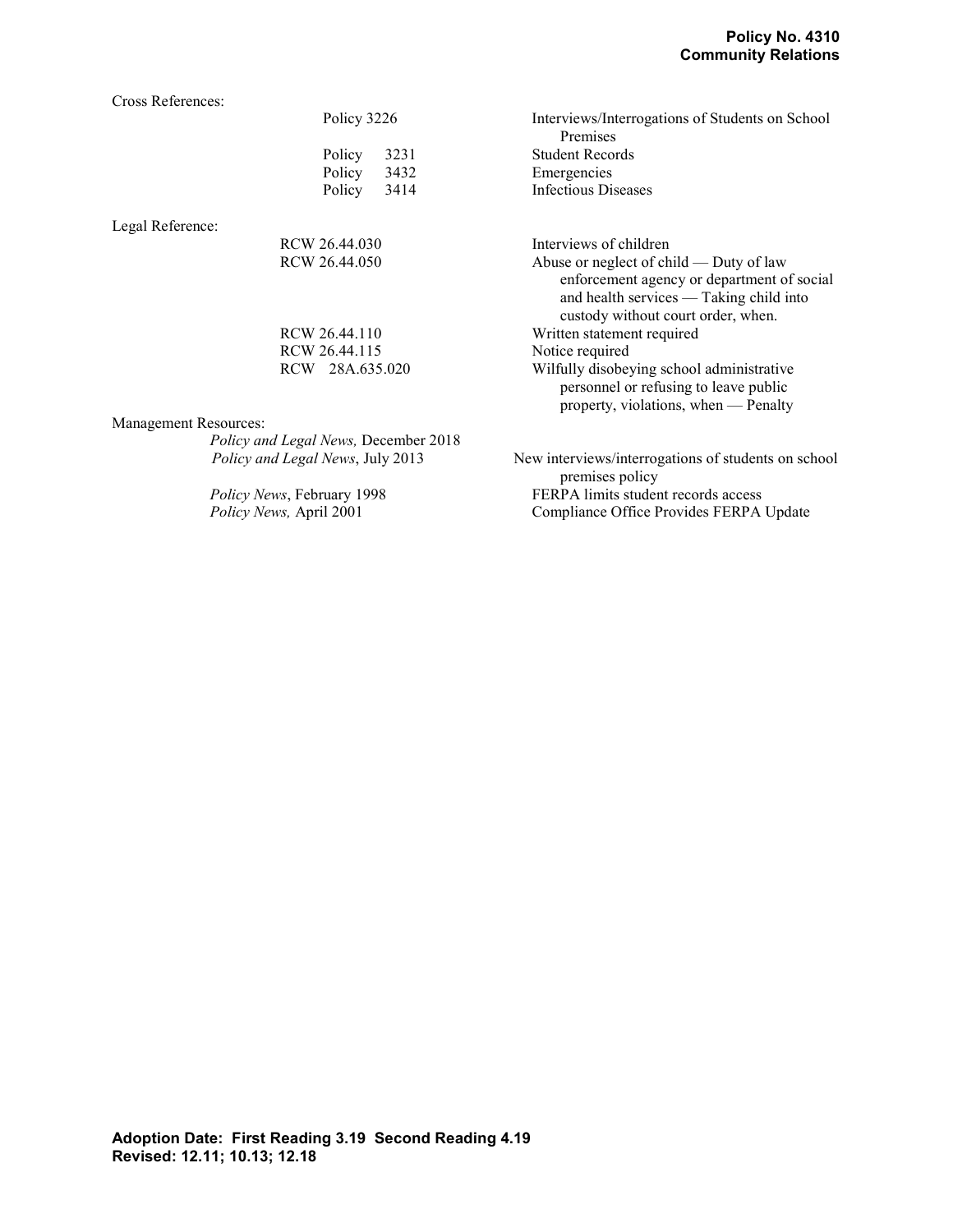Cross References:

| | |
|---|---|
| Policy 3226 | Interviews/Interrogations of Students on School Premises |
| Policy 3231 | Student Records |
| Policy 3432 | Emergencies |
| Policy 3414 | Infectious Diseases |

Legal Reference:

| | |
|---|---|
| RCW 26.44.030 | Interviews of children |
| RCW 26.44.050 | Abuse or neglect of child — Duty of law enforcement agency or department of social and health services — Taking child into custody without court order, when. |
| RCW 26.44.110 | Written statement required |
| RCW 26.44.115 | Notice required |
| RCW 28A.635.020 | Wilfully disobeying school administrative personnel or refusing to leave public property, violations, when — Penalty |

Management Resources:

| | |
|---|---|
| *Policy and Legal News,* December 2018 | |
| *Policy and Legal News*, July 2013 | New interviews/interrogations of students on school premises policy |
| *Policy News*, February 1998 | FERPA limits student records access |
| *Policy News,* April 2001 | Compliance Office Provides FERPA Update |

**Adoption Date: First Reading 3.19 Second Reading 4.19**
**Revised: 12.11; 10.13; 12.18**